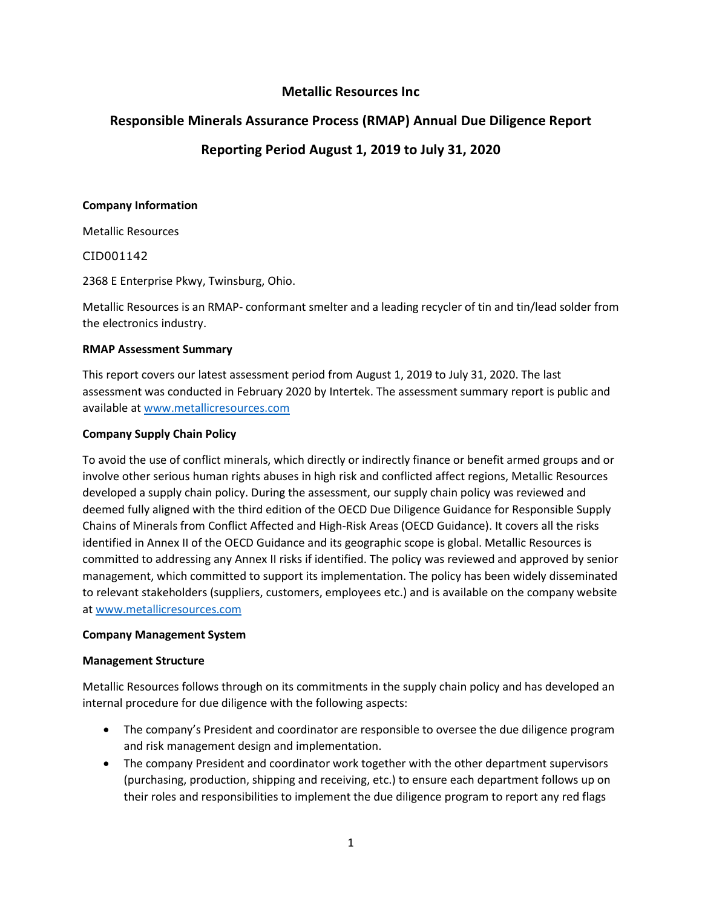# Metallic Resources Inc

## Responsible Minerals Assurance Process (RMAP) Annual Due Diligence Report

## Reporting Period August 1, 2019 to July 31, 2020

**Company Information**

Metallic Resources

CID001142

2368 E Enterprise Pkwy, Twinsburg, Ohio.

Metallic Resources is an RMAP- conformant smelter and a leading recycler of tin and tin/lead solder from the electronics industry.

**RMAP Assessment Summary**

This report covers our latest assessment period from August 1, 2019 to July 31, 2020. The last assessment was conducted in February 2020 by Intertek. The assessment summary report is public and available at www.metallicresources.com

**Company Supply Chain Policy**

To avoid the use of conflict minerals, which directly or indirectly finance or benefit armed groups and or involve other serious human rights abuses in high risk and conflicted affect regions, Metallic Resources developed a supply chain policy. During the assessment, our supply chain policy was reviewed and deemed fully aligned with the third edition of the OECD Due Diligence Guidance for Responsible Supply Chains of Minerals from Conflict Affected and High-Risk Areas (OECD Guidance). It covers all the risks identified in Annex II of the OECD Guidance and its geographic scope is global. Metallic Resources is committed to addressing any Annex II risks if identified. The policy was reviewed and approved by senior management, which committed to support its implementation. The policy has been widely disseminated to relevant stakeholders (suppliers, customers, employees etc.) and is available on the company website at www.metallicresources.com

**Company Management System**

**Management Structure**

Metallic Resources follows through on its commitments in the supply chain policy and has developed an internal procedure for due diligence with the following aspects:

- The company's President and coordinator are responsible to oversee the due diligence program and risk management design and implementation.
- The company President and coordinator work together with the other department supervisors (purchasing, production, shipping and receiving, etc.) to ensure each department follows up on their roles and responsibilities to implement the due diligence program to report any red flags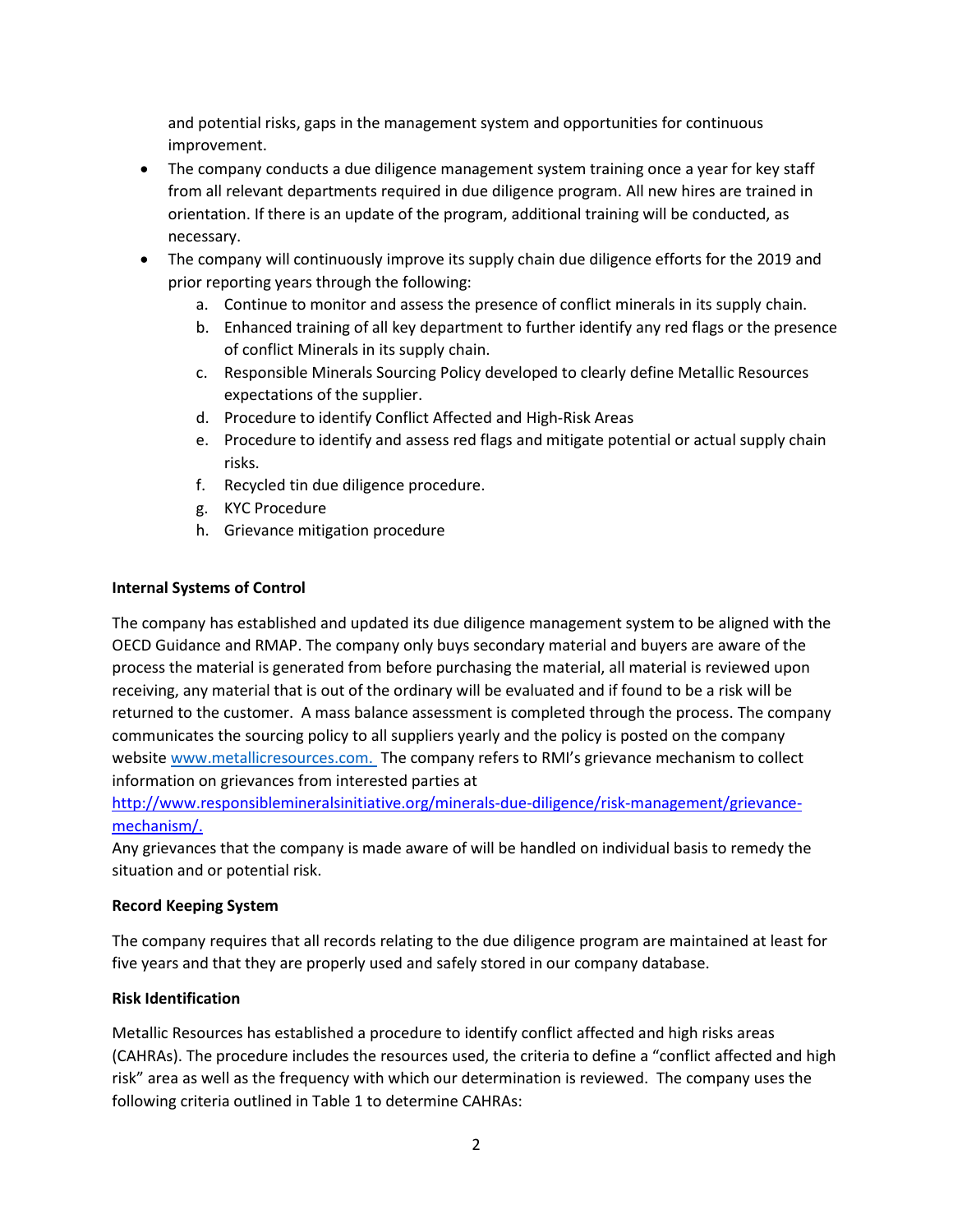and potential risks, gaps in the management system and opportunities for continuous improvement.

- The company conducts a due diligence management system training once a year for key staff from all relevant departments required in due diligence program. All new hires are trained in orientation. If there is an update of the program, additional training will be conducted, as necessary.
- The company will continuously improve its supply chain due diligence efforts for the 2019 and prior reporting years through the following:
    a. Continue to monitor and assess the presence of conflict minerals in its supply chain.
    b. Enhanced training of all key department to further identify any red flags or the presence of conflict Minerals in its supply chain.
    c. Responsible Minerals Sourcing Policy developed to clearly define Metallic Resources expectations of the supplier.
    d. Procedure to identify Conflict Affected and High-Risk Areas
    e. Procedure to identify and assess red flags and mitigate potential or actual supply chain risks.
    f. Recycled tin due diligence procedure.
    g. KYC Procedure
    h. Grievance mitigation procedure

**Internal Systems of Control**

The company has established and updated its due diligence management system to be aligned with the OECD Guidance and RMAP. The company only buys secondary material and buyers are aware of the process the material is generated from before purchasing the material, all material is reviewed upon receiving, any material that is out of the ordinary will be evaluated and if found to be a risk will be returned to the customer. A mass balance assessment is completed through the process. The company communicates the sourcing policy to all suppliers yearly and the policy is posted on the company website [www.metallicresources.com.](www.metallicresources.com) The company refers to RMI's grievance mechanism to collect information on grievances from interested parties at [http://www.responsiblemineralsinitiative.org/minerals-due-diligence/risk-management/grievance-mechanism/.](http://www.responsiblemineralsinitiative.org/minerals-due-diligence/risk-management/grievance-mechanism/)
Any grievances that the company is made aware of will be handled on individual basis to remedy the situation and or potential risk.

**Record Keeping System**

The company requires that all records relating to the due diligence program are maintained at least for five years and that they are properly used and safely stored in our company database.

**Risk Identification**

Metallic Resources has established a procedure to identify conflict affected and high risks areas (CAHRAs). The procedure includes the resources used, the criteria to define a "conflict affected and high risk" area as well as the frequency with which our determination is reviewed. The company uses the following criteria outlined in Table 1 to determine CAHRAs: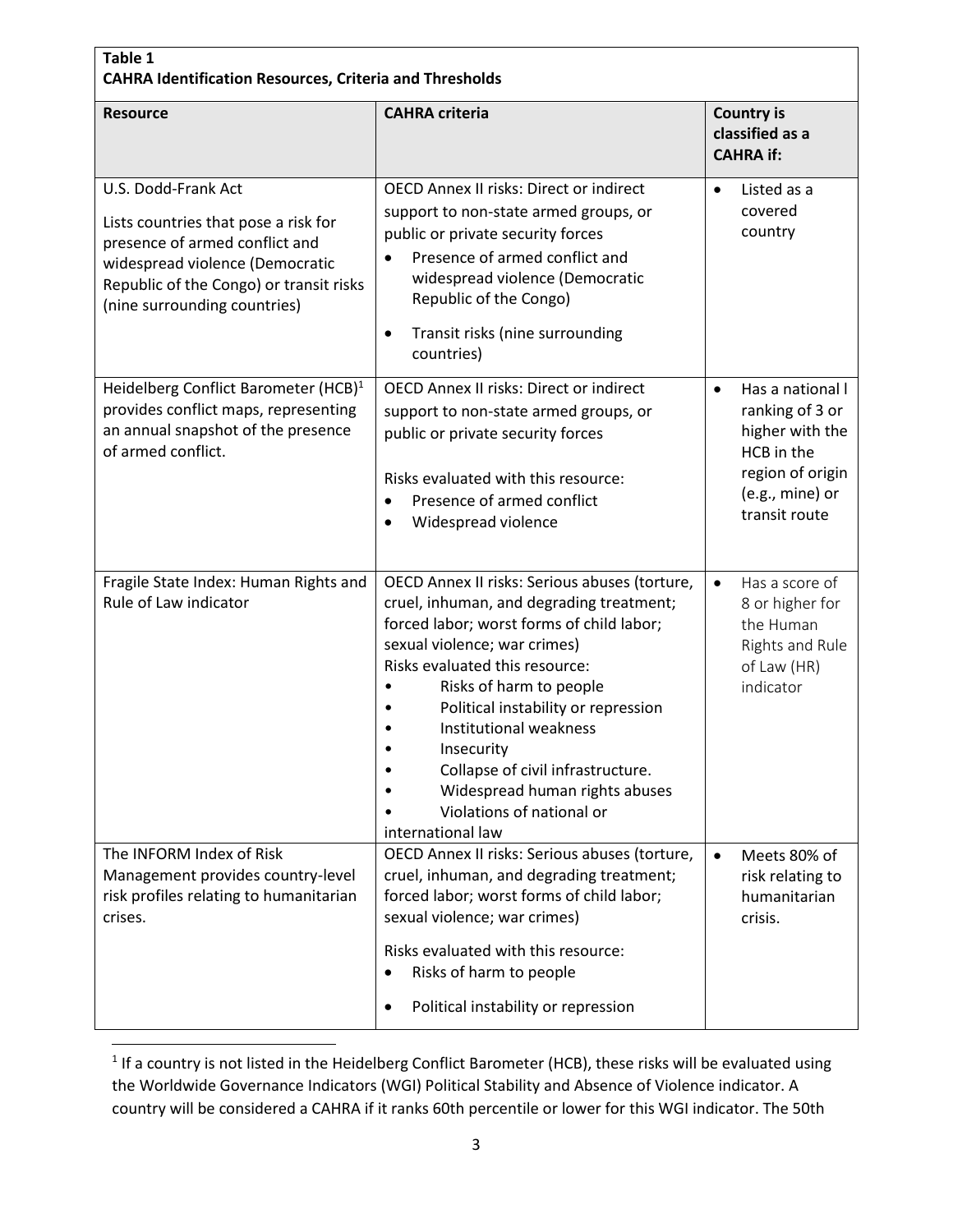**Table 1**
**CAHRA Identification Resources, Criteria and Thresholds**

| **Resource** | **CAHRA criteria** | **Country is classified as a CAHRA if:** |
|---|---|---|
| U.S. Dodd-Frank Act<br><br>Lists countries that pose a risk for presence of armed conflict and widespread violence (Democratic Republic of the Congo) or transit risks (nine surrounding countries) | OECD Annex II risks: Direct or indirect support to non-state armed groups, or public or private security forces<br>• Presence of armed conflict and widespread violence (Democratic Republic of the Congo)<br>• Transit risks (nine surrounding countries) | • Listed as a covered country |
| Heidelberg Conflict Barometer (HCB)[1] provides conflict maps, representing an annual snapshot of the presence of armed conflict. | OECD Annex II risks: Direct or indirect support to non-state armed groups, or public or private security forces<br><br>Risks evaluated with this resource:<br>• Presence of armed conflict<br>• Widespread violence | • Has a national l ranking of 3 or higher with the HCB in the region of origin (e.g., mine) or transit route |
| Fragile State Index: Human Rights and Rule of Law indicator | OECD Annex II risks: Serious abuses (torture, cruel, inhuman, and degrading treatment; forced labor; worst forms of child labor; sexual violence; war crimes)<br>Risks evaluated this resource:<br>• Risks of harm to people<br>• Political instability or repression<br>• Institutional weakness<br>• Insecurity<br>• Collapse of civil infrastructure.<br>• Widespread human rights abuses<br>• Violations of national or international law | • Has a score of 8 or higher for the Human Rights and Rule of Law (HR) indicator |
| The INFORM Index of Risk Management provides country-level risk profiles relating to humanitarian crises. | OECD Annex II risks: Serious abuses (torture, cruel, inhuman, and degrading treatment; forced labor; worst forms of child labor; sexual violence; war crimes)<br><br>Risks evaluated with this resource:<br>• Risks of harm to people<br>• Political instability or repression | • Meets 80% of risk relating to humanitarian crisis. |

[1] If a country is not listed in the Heidelberg Conflict Barometer (HCB), these risks will be evaluated using the Worldwide Governance Indicators (WGI) Political Stability and Absence of Violence indicator. A country will be considered a CAHRA if it ranks 60th percentile or lower for this WGI indicator. The 50th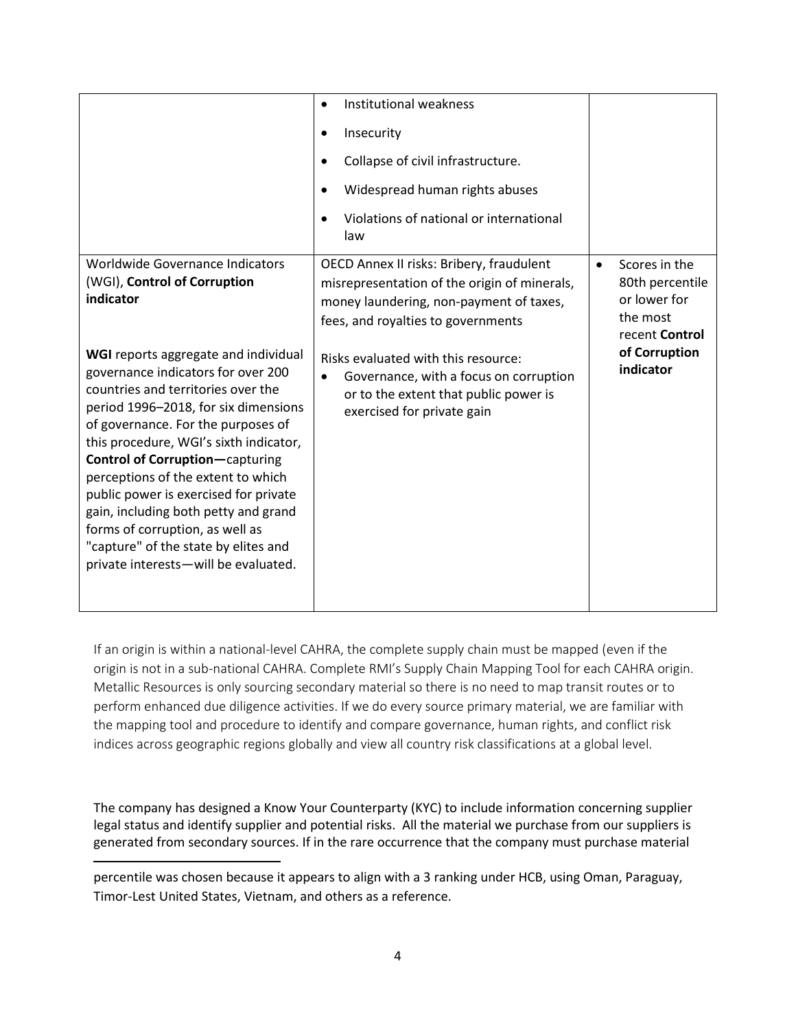| | | |
|---|---|---|
| | • Institutional weakness<br>• Insecurity<br>• Collapse of civil infrastructure.<br>• Widespread human rights abuses<br>• Violations of national or international law | |
| Worldwide Governance Indicators (WGI), **Control of Corruption indicator**<br><br>**WGI** reports aggregate and individual governance indicators for over 200 countries and territories over the period 1996–2018, for six dimensions of governance. For the purposes of this procedure, WGI's sixth indicator, **Control of Corruption—**capturing perceptions of the extent to which public power is exercised for private gain, including both petty and grand forms of corruption, as well as "capture" of the state by elites and private interests—will be evaluated. | OECD Annex II risks: Bribery, fraudulent misrepresentation of the origin of minerals, money laundering, non-payment of taxes, fees, and royalties to governments<br><br>Risks evaluated with this resource:<br>• Governance, with a focus on corruption or to the extent that public power is exercised for private gain | • Scores in the 80th percentile or lower for the most recent **Control of Corruption indicator** |

If an origin is within a national-level CAHRA, the complete supply chain must be mapped (even if the origin is not in a sub-national CAHRA. Complete RMI's Supply Chain Mapping Tool for each CAHRA origin. Metallic Resources is only sourcing secondary material so there is no need to map transit routes or to perform enhanced due diligence activities. If we do every source primary material, we are familiar with the mapping tool and procedure to identify and compare governance, human rights, and conflict risk indices across geographic regions globally and view all country risk classifications at a global level.

The company has designed a Know Your Counterparty (KYC) to include information concerning supplier legal status and identify supplier and potential risks. All the material we purchase from our suppliers is generated from secondary sources. If in the rare occurrence that the company must purchase material

---

percentile was chosen because it appears to align with a 3 ranking under HCB, using Oman, Paraguay, Timor-Lest United States, Vietnam, and others as a reference.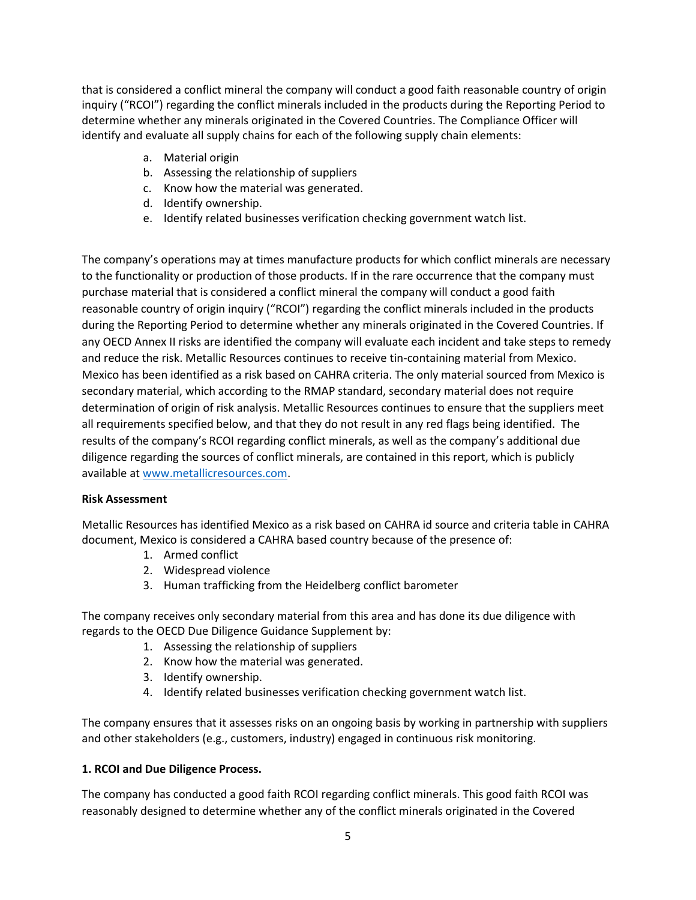that is considered a conflict mineral the company will conduct a good faith reasonable country of origin inquiry ("RCOI") regarding the conflict minerals included in the products during the Reporting Period to determine whether any minerals originated in the Covered Countries. The Compliance Officer will identify and evaluate all supply chains for each of the following supply chain elements:

a. Material origin
b. Assessing the relationship of suppliers
c. Know how the material was generated.
d. Identify ownership.
e. Identify related businesses verification checking government watch list.

The company's operations may at times manufacture products for which conflict minerals are necessary to the functionality or production of those products. If in the rare occurrence that the company must purchase material that is considered a conflict mineral the company will conduct a good faith reasonable country of origin inquiry ("RCOI") regarding the conflict minerals included in the products during the Reporting Period to determine whether any minerals originated in the Covered Countries. If any OECD Annex II risks are identified the company will evaluate each incident and take steps to remedy and reduce the risk. Metallic Resources continues to receive tin-containing material from Mexico. Mexico has been identified as a risk based on CAHRA criteria. The only material sourced from Mexico is secondary material, which according to the RMAP standard, secondary material does not require determination of origin of risk analysis. Metallic Resources continues to ensure that the suppliers meet all requirements specified below, and that they do not result in any red flags being identified. The results of the company's RCOI regarding conflict minerals, as well as the company's additional due diligence regarding the sources of conflict minerals, are contained in this report, which is publicly available at www.metallicresources.com.

**Risk Assessment**

Metallic Resources has identified Mexico as a risk based on CAHRA id source and criteria table in CAHRA document, Mexico is considered a CAHRA based country because of the presence of:

1. Armed conflict
2. Widespread violence
3. Human trafficking from the Heidelberg conflict barometer

The company receives only secondary material from this area and has done its due diligence with regards to the OECD Due Diligence Guidance Supplement by:

1. Assessing the relationship of suppliers
2. Know how the material was generated.
3. Identify ownership.
4. Identify related businesses verification checking government watch list.

The company ensures that it assesses risks on an ongoing basis by working in partnership with suppliers and other stakeholders (e.g., customers, industry) engaged in continuous risk monitoring.

**1. RCOI and Due Diligence Process.**

The company has conducted a good faith RCOI regarding conflict minerals. This good faith RCOI was reasonably designed to determine whether any of the conflict minerals originated in the Covered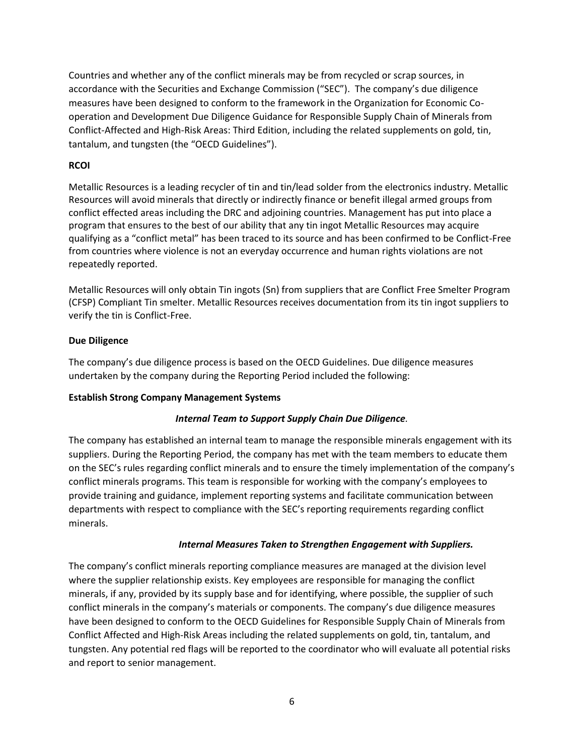Countries and whether any of the conflict minerals may be from recycled or scrap sources, in accordance with the Securities and Exchange Commission ("SEC"). The company's due diligence measures have been designed to conform to the framework in the Organization for Economic Co-operation and Development Due Diligence Guidance for Responsible Supply Chain of Minerals from Conflict-Affected and High-Risk Areas: Third Edition, including the related supplements on gold, tin, tantalum, and tungsten (the "OECD Guidelines").

**RCOI**

Metallic Resources is a leading recycler of tin and tin/lead solder from the electronics industry. Metallic Resources will avoid minerals that directly or indirectly finance or benefit illegal armed groups from conflict effected areas including the DRC and adjoining countries. Management has put into place a program that ensures to the best of our ability that any tin ingot Metallic Resources may acquire qualifying as a "conflict metal" has been traced to its source and has been confirmed to be Conflict-Free from countries where violence is not an everyday occurrence and human rights violations are not repeatedly reported.

Metallic Resources will only obtain Tin ingots (Sn) from suppliers that are Conflict Free Smelter Program (CFSP) Compliant Tin smelter. Metallic Resources receives documentation from its tin ingot suppliers to verify the tin is Conflict-Free.

**Due Diligence**

The company's due diligence process is based on the OECD Guidelines. Due diligence measures undertaken by the company during the Reporting Period included the following:

**Establish Strong Company Management Systems**

***Internal Team to Support Supply Chain Due Diligence.***

The company has established an internal team to manage the responsible minerals engagement with its suppliers. During the Reporting Period, the company has met with the team members to educate them on the SEC's rules regarding conflict minerals and to ensure the timely implementation of the company's conflict minerals programs. This team is responsible for working with the company's employees to provide training and guidance, implement reporting systems and facilitate communication between departments with respect to compliance with the SEC's reporting requirements regarding conflict minerals.

***Internal Measures Taken to Strengthen Engagement with Suppliers.***

The company's conflict minerals reporting compliance measures are managed at the division level where the supplier relationship exists. Key employees are responsible for managing the conflict minerals, if any, provided by its supply base and for identifying, where possible, the supplier of such conflict minerals in the company's materials or components. The company's due diligence measures have been designed to conform to the OECD Guidelines for Responsible Supply Chain of Minerals from Conflict Affected and High-Risk Areas including the related supplements on gold, tin, tantalum, and tungsten. Any potential red flags will be reported to the coordinator who will evaluate all potential risks and report to senior management.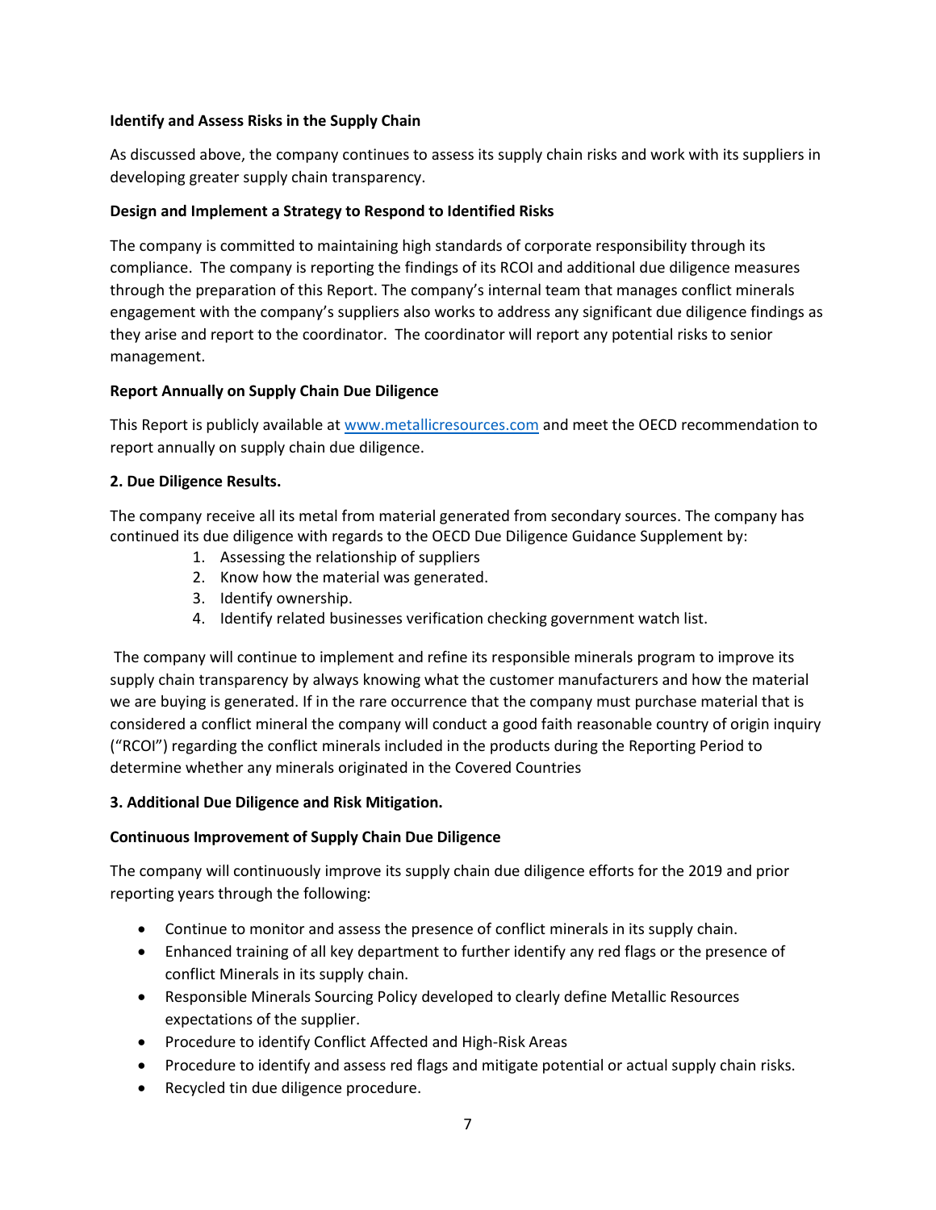**Identify and Assess Risks in the Supply Chain**

As discussed above, the company continues to assess its supply chain risks and work with its suppliers in developing greater supply chain transparency.

**Design and Implement a Strategy to Respond to Identified Risks**

The company is committed to maintaining high standards of corporate responsibility through its compliance. The company is reporting the findings of its RCOI and additional due diligence measures through the preparation of this Report. The company's internal team that manages conflict minerals engagement with the company's suppliers also works to address any significant due diligence findings as they arise and report to the coordinator. The coordinator will report any potential risks to senior management.

**Report Annually on Supply Chain Due Diligence**

This Report is publicly available at [www.metallicresources.com](www.metallicresources.com) and meet the OECD recommendation to report annually on supply chain due diligence.

**2. Due Diligence Results.**

The company receive all its metal from material generated from secondary sources. The company has continued its due diligence with regards to the OECD Due Diligence Guidance Supplement by:

1. Assessing the relationship of suppliers
2. Know how the material was generated.
3. Identify ownership.
4. Identify related businesses verification checking government watch list.

The company will continue to implement and refine its responsible minerals program to improve its supply chain transparency by always knowing what the customer manufacturers and how the material we are buying is generated. If in the rare occurrence that the company must purchase material that is considered a conflict mineral the company will conduct a good faith reasonable country of origin inquiry ("RCOI") regarding the conflict minerals included in the products during the Reporting Period to determine whether any minerals originated in the Covered Countries

**3. Additional Due Diligence and Risk Mitigation.**

**Continuous Improvement of Supply Chain Due Diligence**

The company will continuously improve its supply chain due diligence efforts for the 2019 and prior reporting years through the following:

- Continue to monitor and assess the presence of conflict minerals in its supply chain.
- Enhanced training of all key department to further identify any red flags or the presence of conflict Minerals in its supply chain.
- Responsible Minerals Sourcing Policy developed to clearly define Metallic Resources expectations of the supplier.
- Procedure to identify Conflict Affected and High-Risk Areas
- Procedure to identify and assess red flags and mitigate potential or actual supply chain risks.
- Recycled tin due diligence procedure.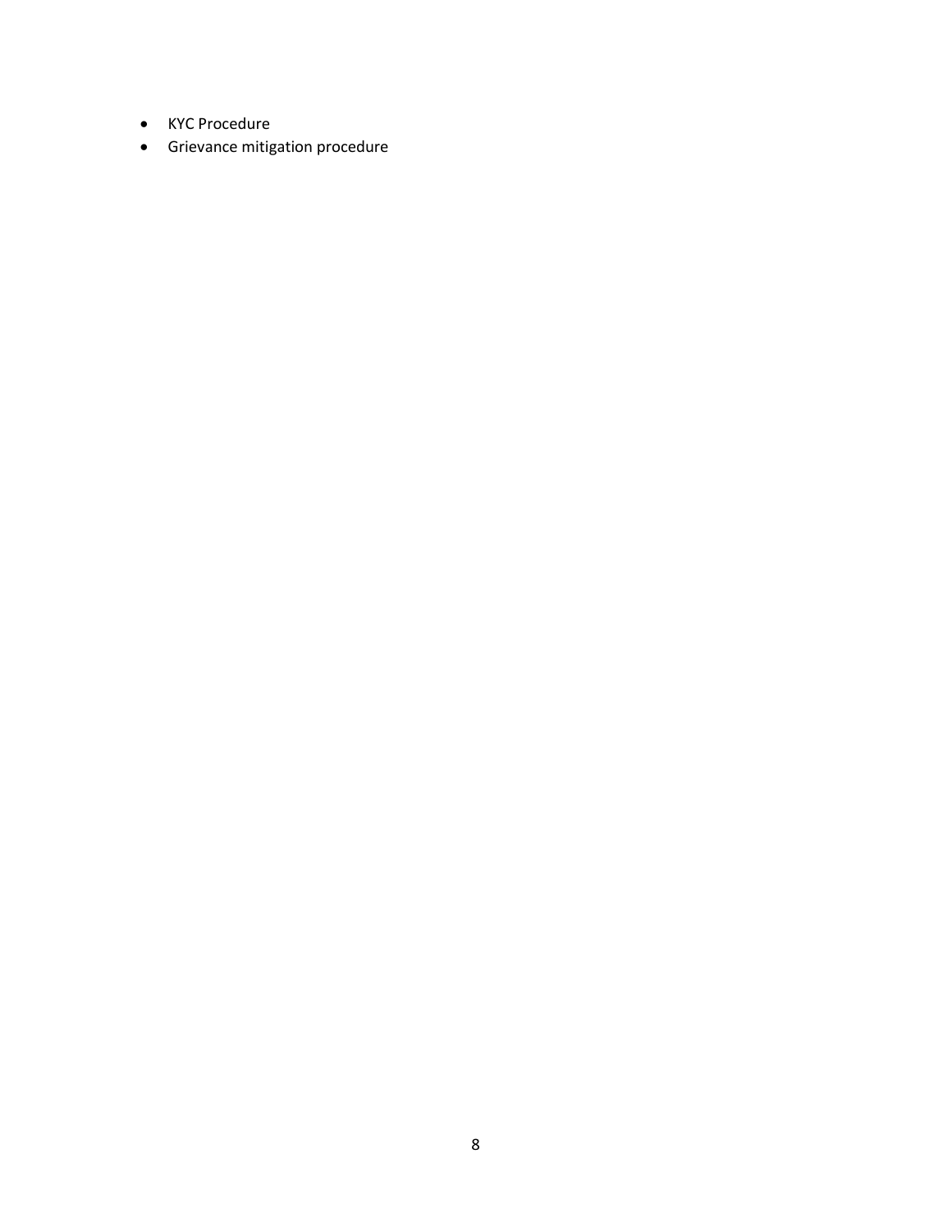- KYC Procedure
- Grievance mitigation procedure